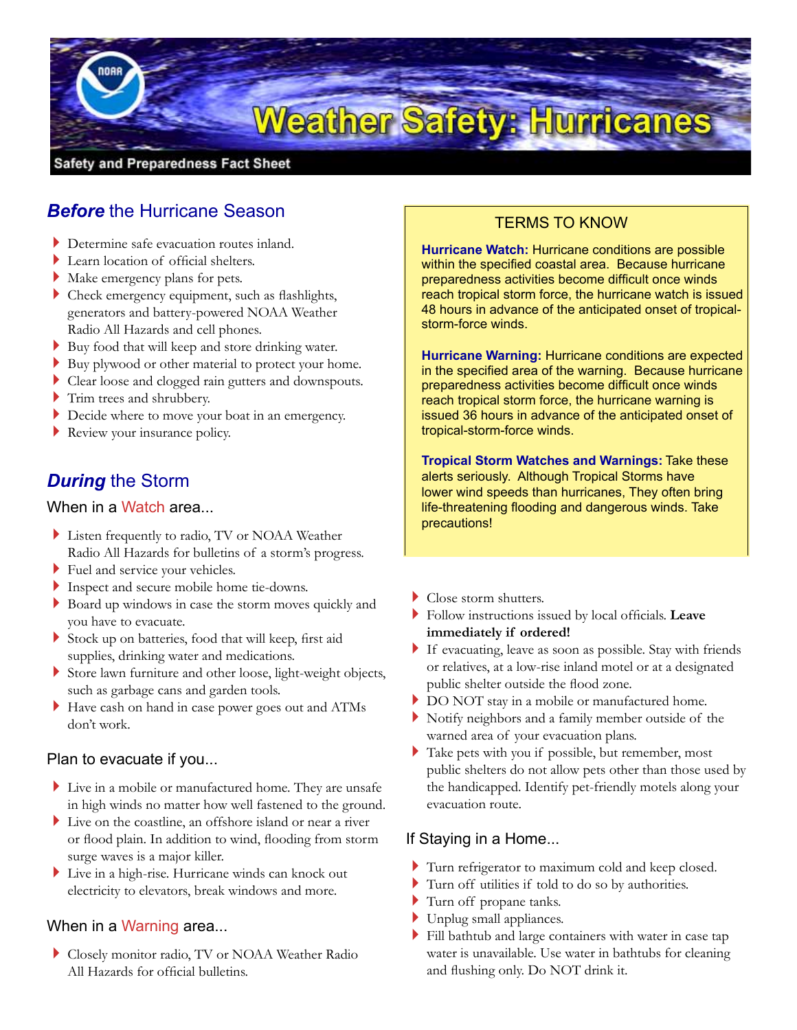# Weather Safety: Hurricanes

Safety and Preparedness Fact Sheet

## ***Before*** the Hurricane Season

- Determine safe evacuation routes inland.
- Learn location of official shelters.
- Make emergency plans for pets.
- Check emergency equipment, such as flashlights, generators and battery-powered NOAA Weather Radio All Hazards and cell phones.
- Buy food that will keep and store drinking water.
- Buy plywood or other material to protect your home.
- Clear loose and clogged rain gutters and downspouts.
- Trim trees and shrubbery.
- Decide where to move your boat in an emergency.
- Review your insurance policy.

## ***During*** the Storm

### When in a Watch area...

- Listen frequently to radio, TV or NOAA Weather Radio All Hazards for bulletins of a storm's progress.
- Fuel and service your vehicles.
- Inspect and secure mobile home tie-downs.
- Board up windows in case the storm moves quickly and you have to evacuate.
- Stock up on batteries, food that will keep, first aid supplies, drinking water and medications.
- Store lawn furniture and other loose, light-weight objects, such as garbage cans and garden tools.
- Have cash on hand in case power goes out and ATMs don't work.

### Plan to evacuate if you...

- Live in a mobile or manufactured home. They are unsafe in high winds no matter how well fastened to the ground.
- Live on the coastline, an offshore island or near a river or flood plain. In addition to wind, flooding from storm surge waves is a major killer.
- Live in a high-rise. Hurricane winds can knock out electricity to elevators, break windows and more.

### When in a Warning area...

- Closely monitor radio, TV or NOAA Weather Radio All Hazards for official bulletins.
- Close storm shutters.
- Follow instructions issued by local officials. **Leave immediately if ordered!**
- If evacuating, leave as soon as possible. Stay with friends or relatives, at a low-rise inland motel or at a designated public shelter outside the flood zone.
- DO NOT stay in a mobile or manufactured home.
- Notify neighbors and a family member outside of the warned area of your evacuation plans.
- Take pets with you if possible, but remember, most public shelters do not allow pets other than those used by the handicapped. Identify pet-friendly motels along your evacuation route.

### If Staying in a Home...

- Turn refrigerator to maximum cold and keep closed.
- Turn off utilities if told to do so by authorities.
- Turn off propane tanks.
- Unplug small appliances.
- Fill bathtub and large containers with water in case tap water is unavailable. Use water in bathtubs for cleaning and flushing only. Do NOT drink it.

---

### TERMS TO KNOW

**Hurricane Watch:** Hurricane conditions are possible within the specified coastal area. Because hurricane preparedness activities become difficult once winds reach tropical storm force, the hurricane watch is issued 48 hours in advance of the anticipated onset of tropical-storm-force winds.

**Hurricane Warning:** Hurricane conditions are expected in the specified area of the warning. Because hurricane preparedness activities become difficult once winds reach tropical storm force, the hurricane warning is issued 36 hours in advance of the anticipated onset of tropical-storm-force winds.

**Tropical Storm Watches and Warnings:** Take these alerts seriously. Although Tropical Storms have lower wind speeds than hurricanes, They often bring life-threatening flooding and dangerous winds. Take precautions!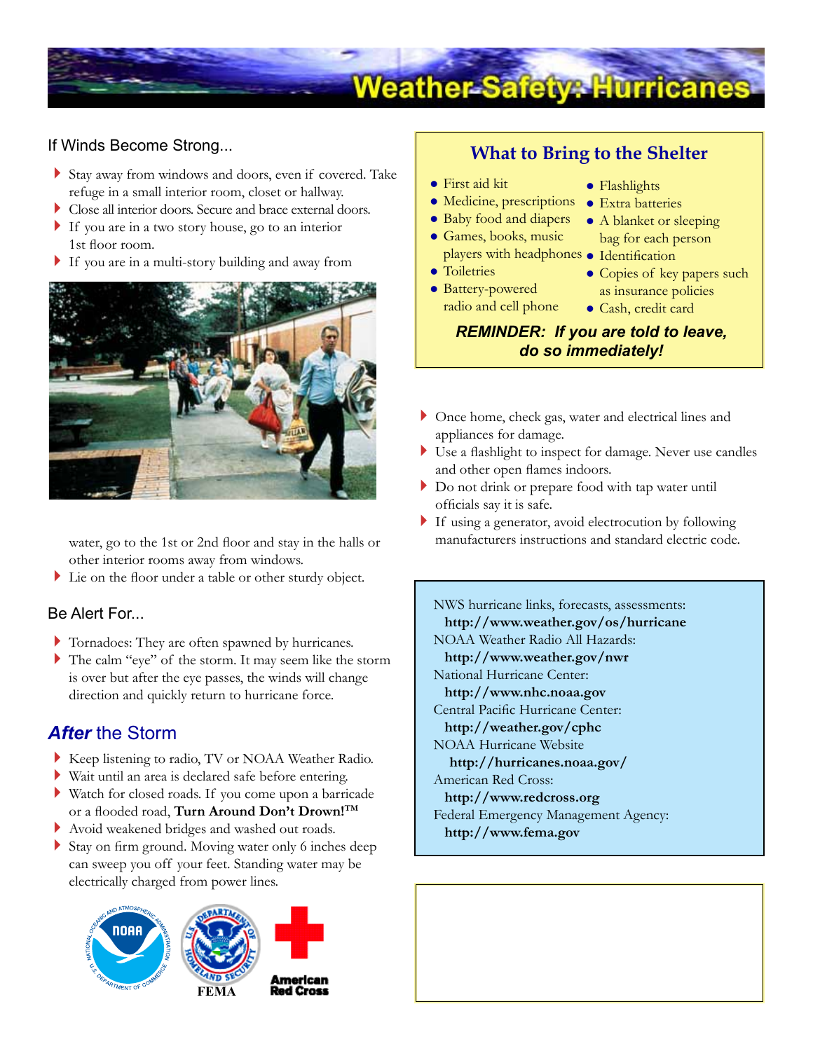# Weather Safety: Hurricanes

### If Winds Become Strong...

- Stay away from windows and doors, even if covered. Take refuge in a small interior room, closet or hallway.
- Close all interior doors. Secure and brace external doors.
- If you are in a two story house, go to an interior 1st floor room.
- If you are in a multi-story building and away from water, go to the 1st or 2nd floor and stay in the halls or other interior rooms away from windows.
- Lie on the floor under a table or other sturdy object.

### Be Alert For...

- Tornadoes: They are often spawned by hurricanes.
- The calm "eye" of the storm. It may seem like the storm is over but after the eye passes, the winds will change direction and quickly return to hurricane force.

## *After* the Storm

- Keep listening to radio, TV or NOAA Weather Radio.
- Wait until an area is declared safe before entering.
- Watch for closed roads. If you come upon a barricade or a flooded road, **Turn Around Don't Drown!™**
- Avoid weakened bridges and washed out roads.
- Stay on firm ground. Moving water only 6 inches deep can sweep you off your feet. Standing water may be electrically charged from power lines.
- Once home, check gas, water and electrical lines and appliances for damage.
- Use a flashlight to inspect for damage. Never use candles and other open flames indoors.
- Do not drink or prepare food with tap water until officials say it is safe.
- If using a generator, avoid electrocution by following manufacturers instructions and standard electric code.

## What to Bring to the Shelter

- First aid kit
- Medicine, prescriptions
- Baby food and diapers
- Games, books, music players with headphones
- Toiletries
- Battery-powered radio and cell phone
- Flashlights
- Extra batteries
- A blanket or sleeping bag for each person
- Identification
- Copies of key papers such as insurance policies
- Cash, credit card

***REMINDER: If you are told to leave, do so immediately!***

NWS hurricane links, forecasts, assessments:
**http://www.weather.gov/os/hurricane**
NOAA Weather Radio All Hazards:
**http://www.weather.gov/nwr**
National Hurricane Center:
**http://www.nhc.noaa.gov**
Central Pacific Hurricane Center:
**http://weather.gov/cphc**
NOAA Hurricane Website
**http://hurricanes.noaa.gov/**
American Red Cross:
**http://www.redcross.org**
Federal Emergency Management Agency:
**http://www.fema.gov**

FEMA

American Red Cross